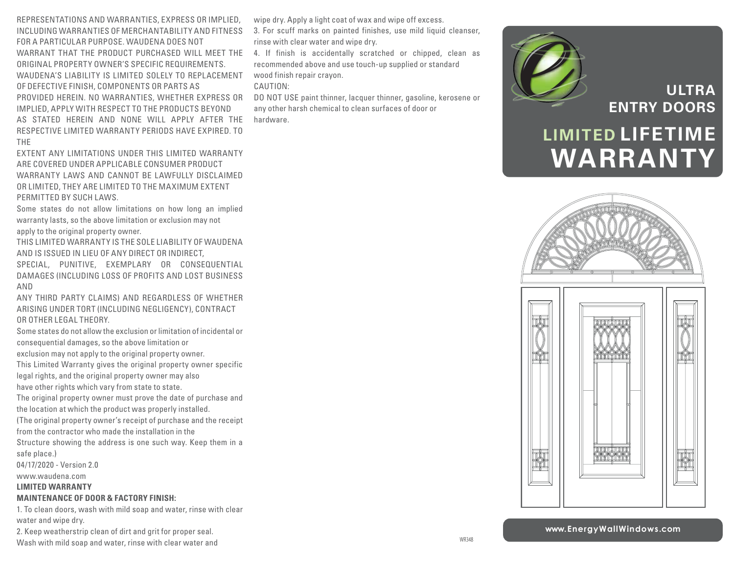REPRESENTATIONS AND WARRANTIES, EXPRESS OR IMPLIED, INCLUDING WARRANTIES OF MERCHANTABILITY AND FITNESS FOR A PARTICULAR PURPOSE. WAUDENA DOES NOT WARRANT THAT THE PRODUCT PURCHASED WILL MEET THE ORIGINAL PROPERTY OWNER'S SPECIFIC REQUIREMENTS. WAUDENA'S LIABILITY IS LIMITED SOLELY TO REPLACEMENT OF DEFECTIVE FINISH, COMPONENTS OR PARTS AS PROVIDED HEREIN. NO WARRANTIES, WHETHER EXPRESS OR IMPLIED, APPLY WITH RESPECT TO THE PRODUCTS BEYOND AS STATED HEREIN AND NONE WILL APPLY AFTER THE RESPECTIVE LIMITED WARRANTY PERIODS HAVE EXPIRED. TO THE EXTENT ANY LIMITATIONS UNDER THIS LIMITED WARRANTY ARE COVERED UNDER APPLICABLE CONSUMER PRODUCT WARRANTY LAWS AND CANNOT BE LAWFULLY DISCLAIMED OR LIMITED, THEY ARE LIMITED TO THE MAXIMUM EXTENT PERMITTED BY SUCH LAWS.

Some states do not allow limitations on how long an implied warranty lasts, so the above limitation or exclusion may not apply to the original property owner.

THIS LIMITED WARRANTY IS THE SOLE LIABILITY OF WAUDENA AND IS ISSUED IN LIEU OF ANY DIRECT OR INDIRECT, SPECIAL, PUNITIVE, EXEMPLARY OR CONSEQUENTIAL DAMAGES (INCLUDING LOSS OF PROFITS AND LOST BUSINESS AND ANY THIRD PARTY CLAIMS) AND REGARDLESS OF WHETHER ARISING UNDER TORT (INCLUDING NEGLIGENCY), CONTRACT OR OTHER LEGAL THEORY.

Some states do not allow the exclusion or limitation of incidental or consequential damages, so the above limitation or exclusion may not apply to the original property owner.

This Limited Warranty gives the original property owner specific legal rights, and the original property owner may also have other rights which vary from state to state.

The original property owner must prove the date of purchase and the location at which the product was properly installed.

(The original property owner's receipt of purchase and the receipt from the contractor who made the installation in the Structure showing the address is one such way. Keep them in a safe place.)

04/17/2020 - Version 2.0

www.waudena.com

**LIMITED WARRANTY**

**MAINTENANCE OF DOOR & FACTORY FINISH:**

1. To clean doors, wash with mild soap and water, rinse with clear water and wipe dry.
2. Keep weatherstrip clean of dirt and grit for proper seal. Wash with mild soap and water, rinse with clear water and wipe dry. Apply a light coat of wax and wipe off excess.
3. For scuff marks on painted finishes, use mild liquid cleanser, rinse with clear water and wipe dry.
4. If finish is accidentally scratched or chipped, clean as recommended above and use touch-up supplied or standard wood finish repair crayon.

CAUTION:

DO NOT USE paint thinner, lacquer thinner, gasoline, kerosene or any other harsh chemical to clean surfaces of door or hardware.

WR348

# ULTRA ENTRY DOORS

# LIMITED LIFETIME WARRANTY

www.EnergyWallWindows.com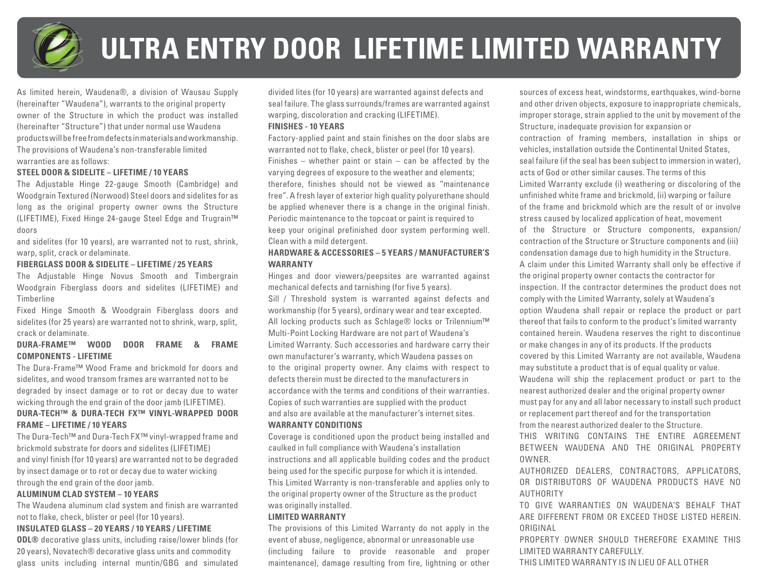# ULTRA ENTRY DOOR LIFETIME LIMITED WARRANTY

As limited herein, Waudena®, a division of Wausau Supply (hereinafter "Waudena"), warrants to the original property owner of the Structure in which the product was installed (hereinafter "Structure") that under normal use Waudena products will be free from defects in materials and workmanship. The provisions of Waudena's non-transferable limited warranties are as follows:

**STEEL DOOR & SIDELITE – LIFETIME / 10 YEARS**

The Adjustable Hinge 22-gauge Smooth (Cambridge) and Woodgrain Textured (Norwood) Steel doors and sidelites for as long as the original property owner owns the Structure (LIFETIME), Fixed Hinge 24-gauge Steel Edge and Trugrain™ doors and sidelites (for 10 years), are warranted not to rust, shrink, warp, split, crack or delaminate.

**FIBERGLASS DOOR & SIDELITE – LIFETIME / 25 YEARS**

The Adjustable Hinge Novus Smooth and Timbergrain Woodgrain Fiberglass doors and sidelites (LIFETIME) and Timberline Fixed Hinge Smooth & Woodgrain Fiberglass doors and sidelites (for 25 years) are warranted not to shrink, warp, split, crack or delaminate.

**DURA-FRAME™ WOOD DOOR FRAME & FRAME COMPONENTS - LIFETIME**

The Dura-Frame™ Wood Frame and brickmold for doors and sidelites, and wood transom frames are warranted not to be degraded by insect damage or to rot or decay due to water wicking through the end grain of the door jamb (LIFETIME).

**DURA-TECH™ & DURA-TECH FX™ VINYL-WRAPPED DOOR FRAME – LIFETIME / 10 YEARS**

The Dura-Tech™ and Dura-Tech FX™ vinyl-wrapped frame and brickmold substrate for doors and sidelites (LIFETIME) and vinyl finish (for 10 years) are warranted not to be degraded by insect damage or to rot or decay due to water wicking through the end grain of the door jamb.

**ALUMINUM CLAD SYSTEM – 10 YEARS**

The Waudena aluminum clad system and finish are warranted not to flake, check, blister or peel (for 10 years).

**INSULATED GLASS – 20 YEARS / 10 YEARS / LIFETIME**

**ODL®** decorative glass units, including raise/lower blinds (for 20 years), Novatech® decorative glass units and commodity glass units including internal muntin/GBG and simulated divided lites (for 10 years) are warranted against defects and seal failure. The glass surrounds/frames are warranted against warping, discoloration and cracking (LIFETIME).

**FINISHES - 10 YEARS**

Factory-applied paint and stain finishes on the door slabs are warranted not to flake, check, blister or peel (for 10 years). Finishes – whether paint or stain – can be affected by the varying degrees of exposure to the weather and elements; therefore, finishes should not be viewed as "maintenance free". A fresh layer of exterior high quality polyurethane should be applied whenever there is a change in the original finish. Periodic maintenance to the topcoat or paint is required to keep your original prefinished door system performing well. Clean with a mild detergent.

**HARDWARE & ACCESSORIES – 5 YEARS / MANUFACTURER'S WARRANTY**

Hinges and door viewers/peepsites are warranted against mechanical defects and tarnishing (for five 5 years).
Sill / Threshold system is warranted against defects and workmanship (for 5 years), ordinary wear and tear excepted. All locking products such as Schlage® locks or Trilennium™ Multi-Point Locking Hardware are not part of Waudena's Limited Warranty. Such accessories and hardware carry their own manufacturer's warranty, which Waudena passes on to the original property owner. Any claims with respect to defects therein must be directed to the manufacturers in accordance with the terms and conditions of their warranties. Copies of such warranties are supplied with the product and also are available at the manufacturer's internet sites.

**WARRANTY CONDITIONS**

Coverage is conditioned upon the product being installed and caulked in full compliance with Waudena's installation instructions and all applicable building codes and the product being used for the specific purpose for which it is intended. This Limited Warranty is non-transferable and applies only to the original property owner of the Structure as the product was originally installed.

**LIMITED WARRANTY**

The provisions of this Limited Warranty do not apply in the event of abuse, negligence, abnormal or unreasonable use (including failure to provide reasonable and proper maintenance), damage resulting from fire, lightning or other sources of excess heat, windstorms, earthquakes, wind-borne and other driven objects, exposure to inappropriate chemicals, improper storage, strain applied to the unit by movement of the Structure, inadequate provision for expansion or contraction of framing members, installation in ships or vehicles, installation outside the Continental United States, seal failure (if the seal has been subject to immersion in water), acts of God or other similar causes. The terms of this Limited Warranty exclude (i) weathering or discoloring of the unfinished white frame and brickmold, (ii) warping or failure of the frame and brickmold which are the result of or involve stress caused by localized application of heat, movement of the Structure or Structure components, expansion/contraction of the Structure or Structure components and (iii) condensation damage due to high humidity in the Structure.
A claim under this Limited Warranty shall only be effective if the original property owner contacts the contractor for inspection. If the contractor determines the product does not comply with the Limited Warranty, solely at Waudena's option Waudena shall repair or replace the product or part thereof that fails to conform to the product's limited warranty contained herein. Waudena reserves the right to discontinue or make changes in any of its products. If the products covered by this Limited Warranty are not available, Waudena may substitute a product that is of equal quality or value. Waudena will ship the replacement product or part to the nearest authorized dealer and the original property owner must pay for any and all labor necessary to install such product or replacement part thereof and for the transportation from the nearest authorized dealer to the Structure.

THIS WRITING CONTAINS THE ENTIRE AGREEMENT BETWEEN WAUDENA AND THE ORIGINAL PROPERTY OWNER.

AUTHORIZED DEALERS, CONTRACTORS, APPLICATORS, OR DISTRIBUTORS OF WAUDENA PRODUCTS HAVE NO AUTHORITY TO GIVE WARRANTIES ON WAUDENA'S BEHALF THAT ARE DIFFERENT FROM OR EXCEED THOSE LISTED HEREIN. ORIGINAL PROPERTY OWNER SHOULD THEREFORE EXAMINE THIS LIMITED WARRANTY CAREFULLY.

THIS LIMITED WARRANTY IS IN LIEU OF ALL OTHER